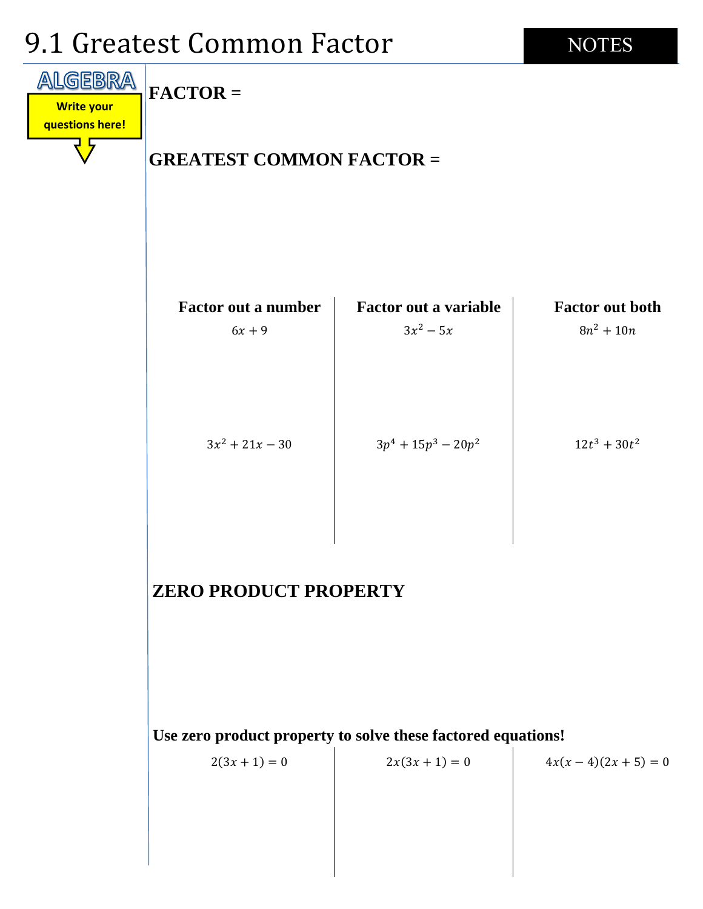# 9.1 Greatest Common Factor

NOTES

ALGEBRA

Write your questions here!

**FACTOR =**

**GREATEST COMMON FACTOR =**

| Factor out a number | Factor out a variable | Factor out both |
|---|---|---|
| $6x + 9$ | $3x^2 - 5x$ | $8n^2 + 10n$ |
| $3x^2 + 21x - 30$ | $3p^4 + 15p^3 - 20p^2$ | $12t^3 + 30t^2$ |

## ZERO PRODUCT PROPERTY

**Use zero product property to solve these factored equations!**

| | | |
|---|---|---|
| $2(3x + 1) = 0$ | $2x(3x + 1) = 0$ | $4x(x - 4)(2x + 5) = 0$ |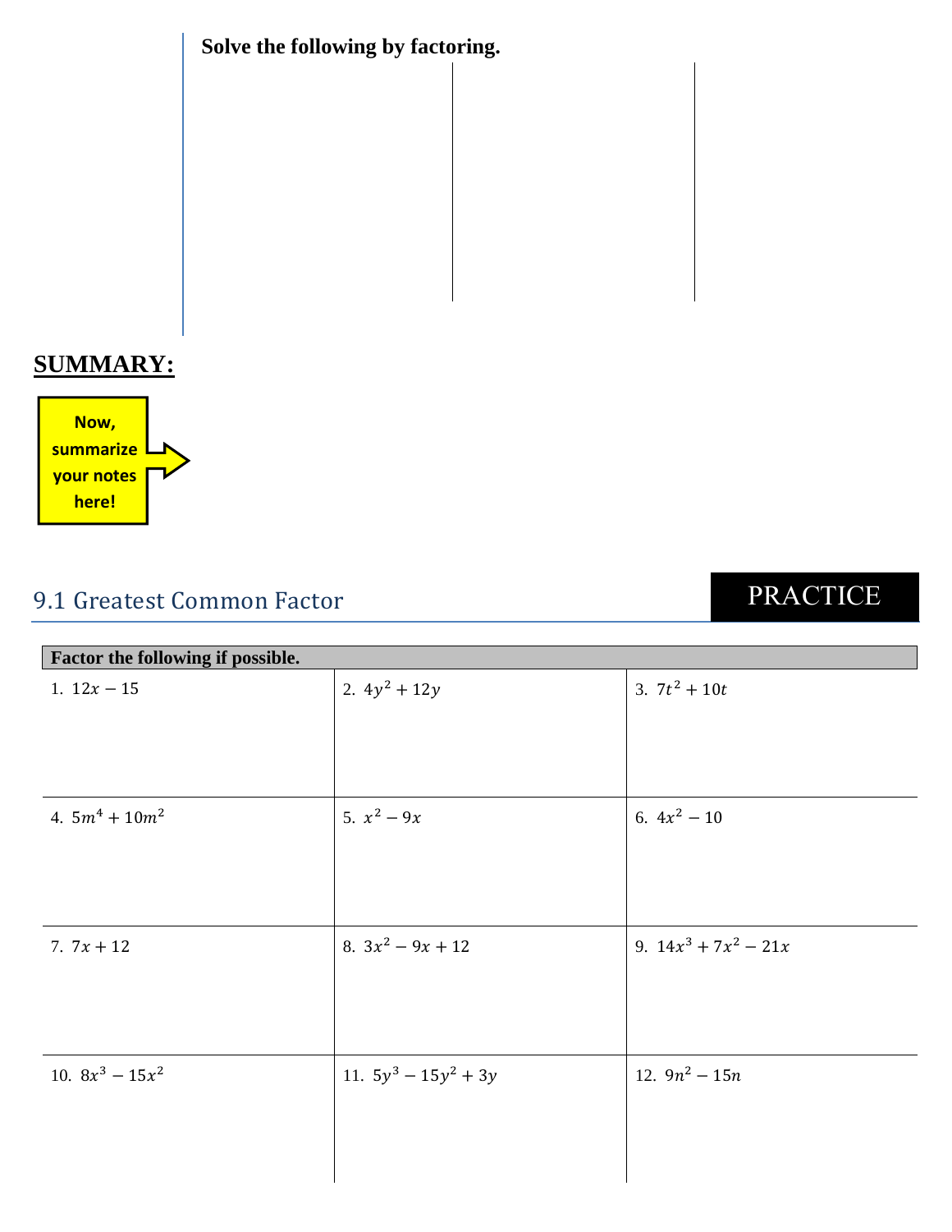**Solve the following by factoring.**

## SUMMARY:

Now, summarize your notes here!

## 9.1 Greatest Common Factor

PRACTICE

| **Factor the following if possible.** | | |
|---|---|---|
| 1. $12x - 15$ | 2. $4y^2 + 12y$ | 3. $7t^2 + 10t$ |
| 4. $5m^4 + 10m^2$ | 5. $x^2 - 9x$ | 6. $4x^2 - 10$ |
| 7. $7x + 12$ | 8. $3x^2 - 9x + 12$ | 9. $14x^3 + 7x^2 - 21x$ |
| 10. $8x^3 - 15x^2$ | 11. $5y^3 - 15y^2 + 3y$ | 12. $9n^2 - 15n$ |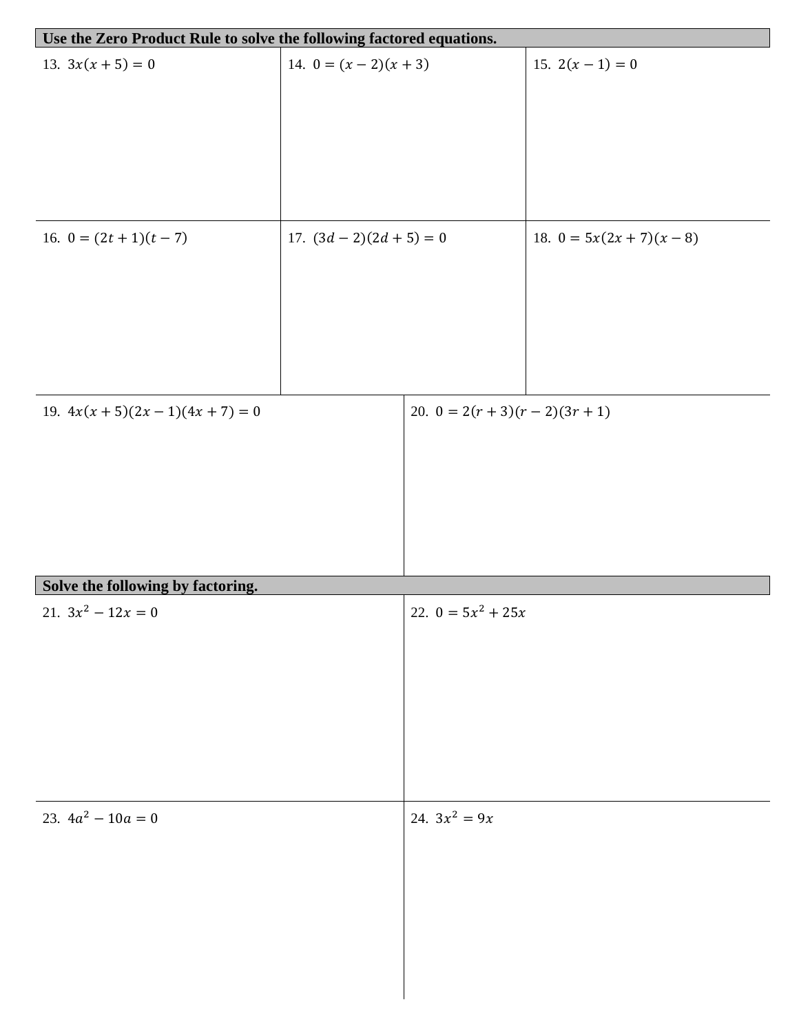## Use the Zero Product Rule to solve the following factored equations.

| | | |
|---|---|---|
| 13. $3x(x+5)=0$ | 14. $0=(x-2)(x+3)$ | 15. $2(x-1)=0$ |
| 16. $0=(2t+1)(t-7)$ | 17. $(3d-2)(2d+5)=0$ | 18. $0=5x(2x+7)(x-8)$ |

| | |
|---|---|
| 19. $4x(x+5)(2x-1)(4x+7)=0$ | 20. $0=2(r+3)(r-2)(3r+1)$ |

## Solve the following by factoring.

| | |
|---|---|
| 21. $3x^2-12x=0$ | 22. $0=5x^2+25x$ |
| 23. $4a^2-10a=0$ | 24. $3x^2=9x$ |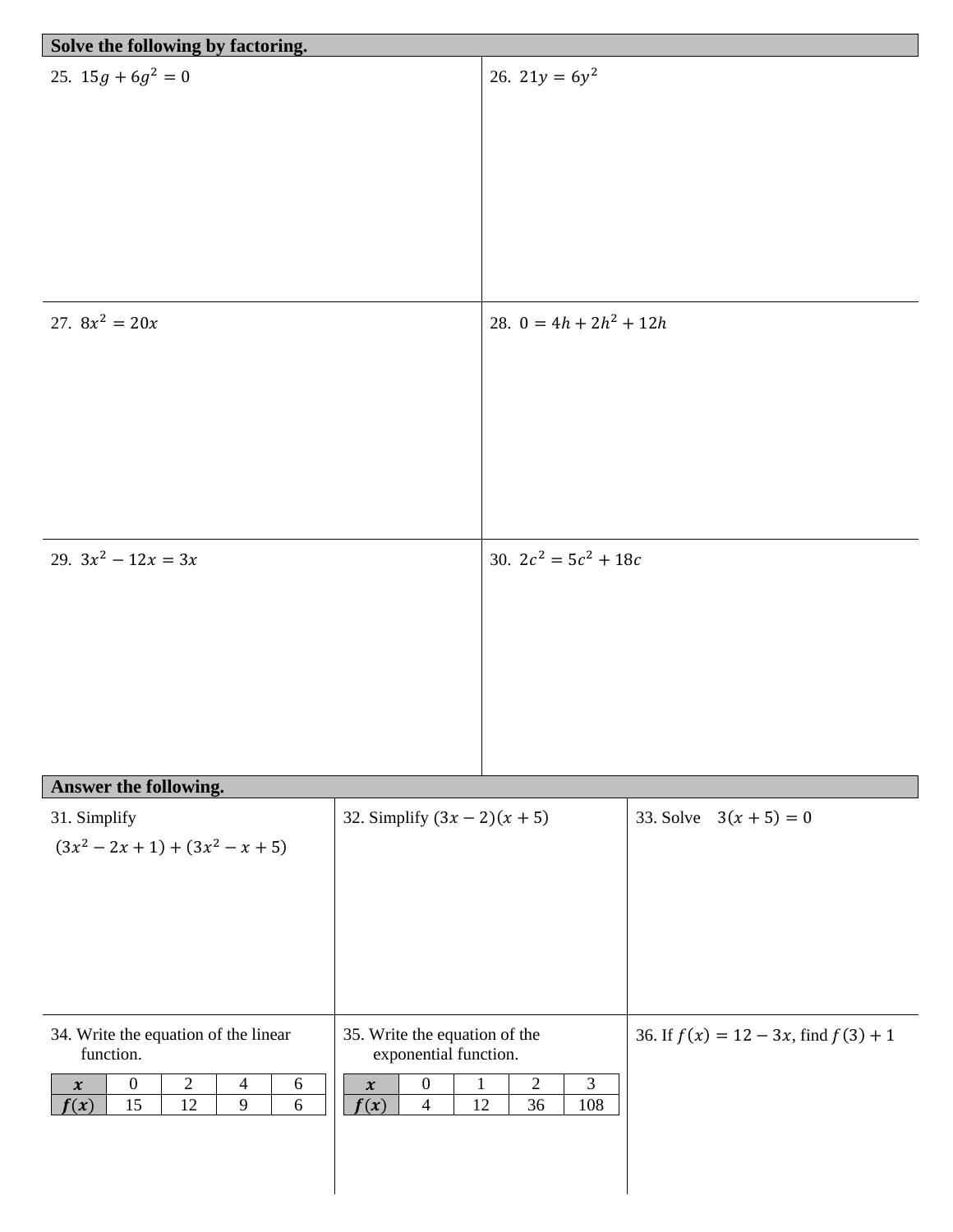**Solve the following by factoring.**

25. $15g + 6g^2 = 0$

26. $21y = 6y^2$

27. $8x^2 = 20x$

28. $0 = 4h + 2h^2 + 12h$

29. $3x^2 - 12x = 3x$

30. $2c^2 = 5c^2 + 18c$

**Answer the following.**

31. Simplify $(3x^2 - 2x + 1) + (3x^2 - x + 5)$

32. Simplify $(3x - 2)(x + 5)$

33. Solve $3(x + 5) = 0$

34. Write the equation of the linear function.

| $x$ | 0 | 2 | 4 | 6 |
|---|---|---|---|---|
| $f(x)$ | 15 | 12 | 9 | 6 |

35. Write the equation of the exponential function.

| $x$ | 0 | 1 | 2 | 3 |
|---|---|---|---|---|
| $f(x)$ | 4 | 12 | 36 | 108 |

36. If $f(x) = 12 - 3x$, find $f(3) + 1$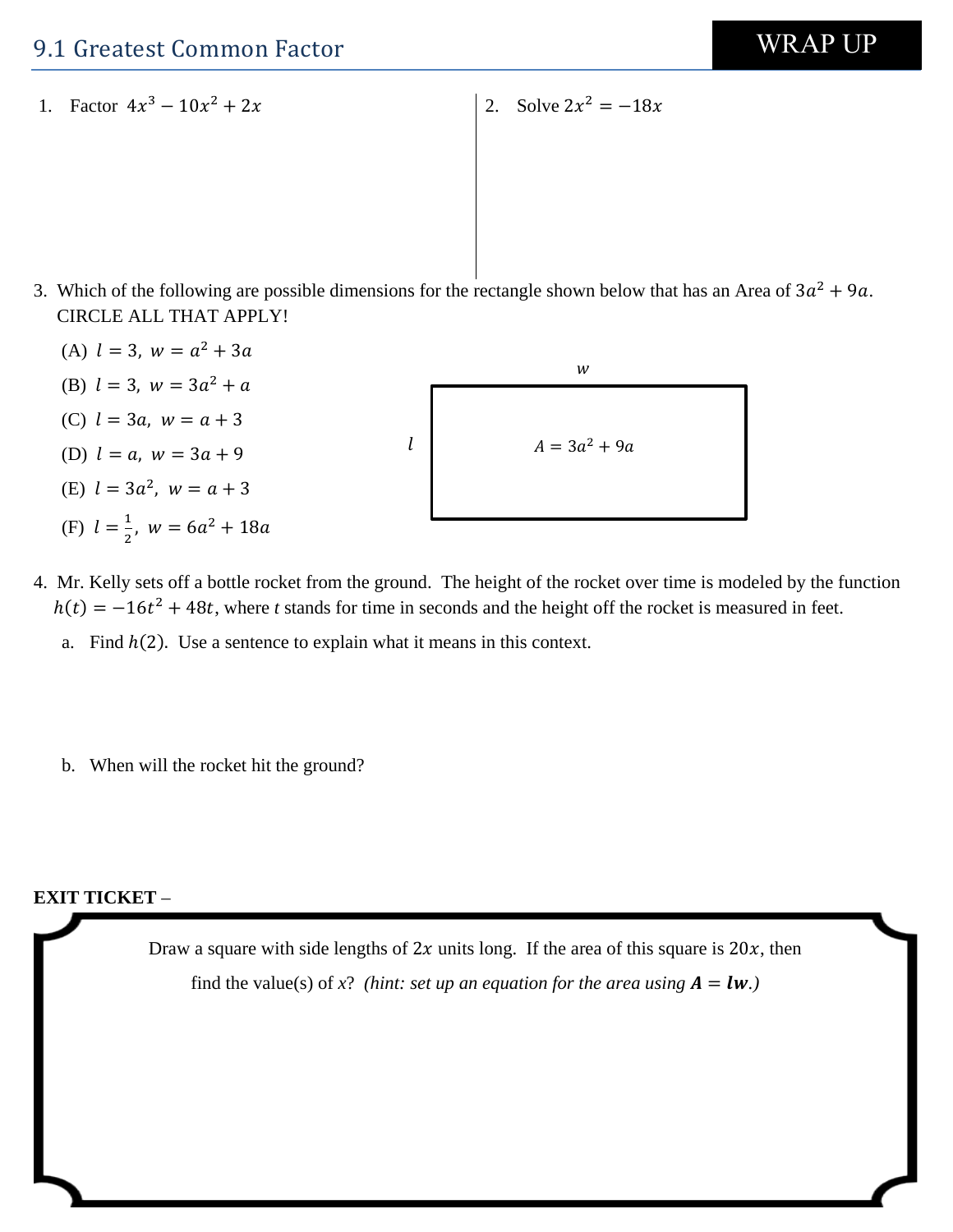# 9.1 Greatest Common Factor

**WRAP UP**

1. Factor $4x^3 - 10x^2 + 2x$

2. Solve $2x^2 = -18x$

3. Which of the following are possible dimensions for the rectangle shown below that has an Area of $3a^2 + 9a$. CIRCLE ALL THAT APPLY!

   (A) $l = 3,\ w = a^2 + 3a$

   (B) $l = 3,\ w = 3a^2 + a$

   (C) $l = 3a,\ w = a + 3$

   (D) $l = a,\ w = 3a + 9$

   (E) $l = 3a^2,\ w = a + 3$

   (F) $l = \frac{1}{2},\ w = 6a^2 + 18a$

$w$

$l$

$A = 3a^2 + 9a$

4. Mr. Kelly sets off a bottle rocket from the ground. The height of the rocket over time is modeled by the function $h(t) = -16t^2 + 48t$, where $t$ stands for time in seconds and the height off the rocket is measured in feet.

   a. Find $h(2)$. Use a sentence to explain what it means in this context.

   b. When will the rocket hit the ground?

**EXIT TICKET** –

Draw a square with side lengths of $2x$ units long. If the area of this square is $20x$, then find the value(s) of $x$? *(hint: set up an equation for the area using $\boldsymbol{A = lw}$.)*